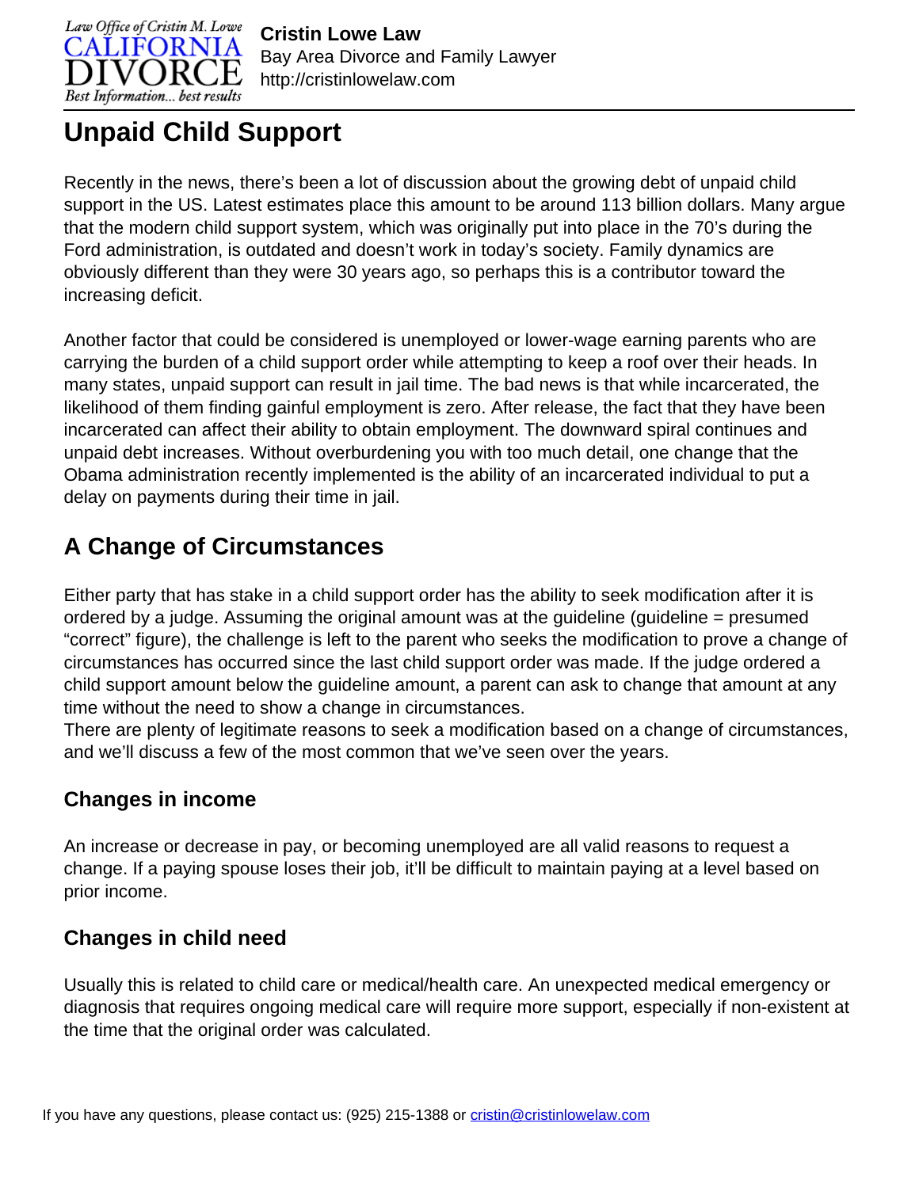# Unpaid Child Support

Recently in the news, there's been a lot of discussion about the growing debt of unpaid child support in the US. Latest estimates place this amount to be around 113 billion dollars. Many argue that the modern child support system, which was originally put into place in the 70's during the Ford administration, is outdated and doesn't work in today's society. Family dynamics are obviously different than they were 30 years ago, so perhaps this is a contributor toward the increasing deficit.

Another factor that could be considered is unemployed or lower-wage earning parents who are carrying the burden of a child support order while attempting to keep a roof over their heads. In many states, unpaid support can result in jail time. The bad news is that while incarcerated, the likelihood of them finding gainful employment is zero. After release, the fact that they have been incarcerated can affect their ability to obtain employment. The downward spiral continues and unpaid debt increases. Without overburdening you with too much detail, one change that the Obama administration recently implemented is the ability of an incarcerated individual to put a delay on payments during their time in jail.

## A Change of Circumstances

Either party that has stake in a child support order has the ability to seek modification after it is ordered by a judge. Assuming the original amount was at the guideline (guideline = presumed "correct" figure), the challenge is left to the parent who seeks the modification to prove a change of circumstances has occurred since the last child support order was made. If the judge ordered a child support amount below the guideline amount, a parent can ask to change that amount at any time without the need to show a change in circumstances.
There are plenty of legitimate reasons to seek a modification based on a change of circumstances, and we'll discuss a few of the most common that we've seen over the years.

### Changes in income

An increase or decrease in pay, or becoming unemployed are all valid reasons to request a change. If a paying spouse loses their job, it'll be difficult to maintain paying at a level based on prior income.

### Changes in child need

Usually this is related to child care or medical/health care. An unexpected medical emergency or diagnosis that requires ongoing medical care will require more support, especially if non-existent at the time that the original order was calculated.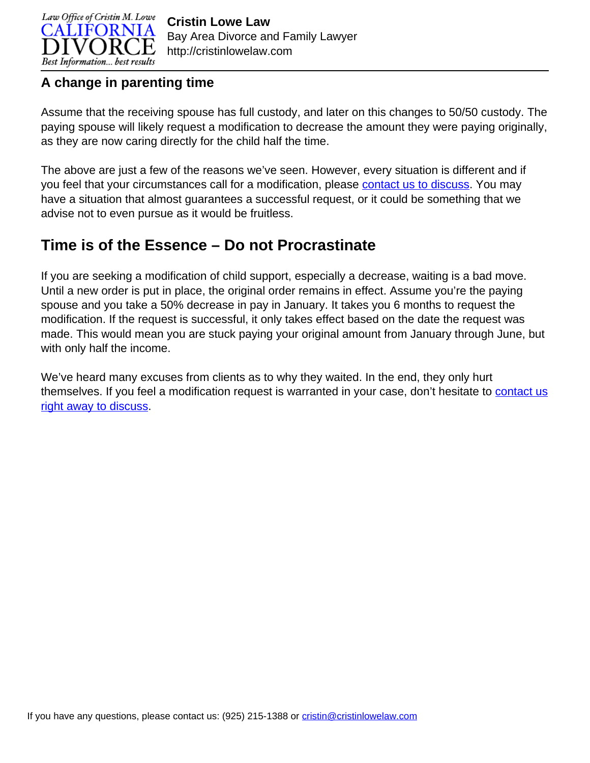### A change in parenting time

Assume that the receiving spouse has full custody, and later on this changes to 50/50 custody. The paying spouse will likely request a modification to decrease the amount they were paying originally, as they are now caring directly for the child half the time.

The above are just a few of the reasons we've seen. However, every situation is different and if you feel that your circumstances call for a modification, please contact us to discuss. You may have a situation that almost guarantees a successful request, or it could be something that we advise not to even pursue as it would be fruitless.

## Time is of the Essence – Do not Procrastinate

If you are seeking a modification of child support, especially a decrease, waiting is a bad move. Until a new order is put in place, the original order remains in effect. Assume you're the paying spouse and you take a 50% decrease in pay in January. It takes you 6 months to request the modification. If the request is successful, it only takes effect based on the date the request was made. This would mean you are stuck paying your original amount from January through June, but with only half the income.

We've heard many excuses from clients as to why they waited. In the end, they only hurt themselves. If you feel a modification request is warranted in your case, don't hesitate to contact us right away to discuss.

If you have any questions, please contact us: (925) 215-1388 or cristin@cristinlowelaw.com